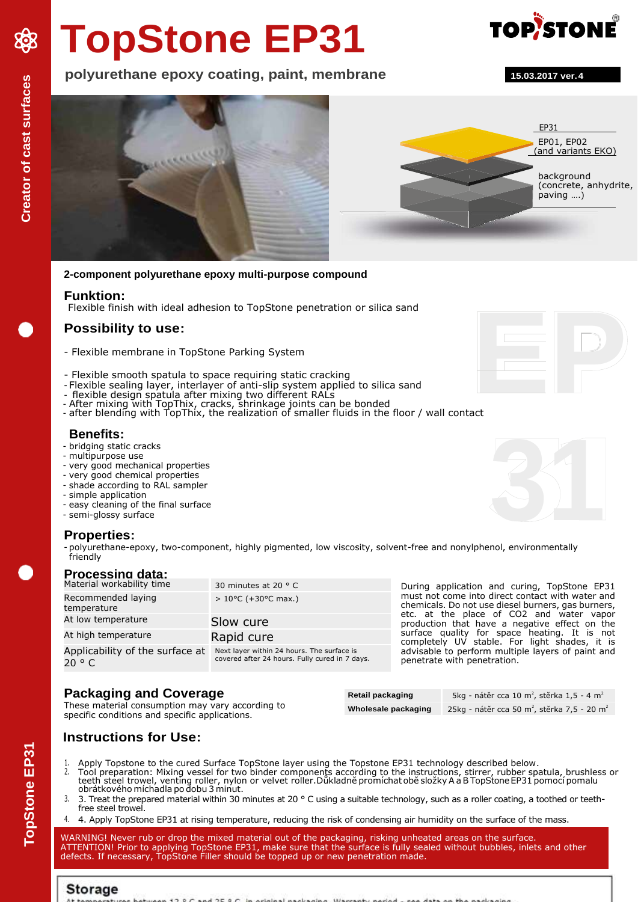# TopStone EP31

**polyurethane epoxy coating, paint, membrane**

15.03.2017 ver.4

EP31

EP01, EP02 (and variants EKO)

background (concrete, anhydrite, paving ....)

**2-component polyurethane epoxy multi-purpose compound**

## Funktion:

Flexible finish with ideal adhesion to TopStone penetration or silica sand

## Possibility to use:

- Flexible membrane in TopStone Parking System

- Flexible smooth spatula to space requiring static cracking
- Flexible sealing layer, interlayer of anti-slip system applied to silica sand
- flexible design spatula after mixing two different RALs
- After mixing with TopThix, cracks, shrinkage joints can be bonded
- after blending with TopThix, the realization of smaller fluids in the floor / wall contact

## Benefits:

- bridging static cracks
- multipurpose use
- very good mechanical properties
- very good chemical properties
- shade according to RAL sampler
- simple application
- easy cleaning of the final surface
- semi-glossy surface

## Properties:

- polyurethane-epoxy, two-component, highly pigmented, low viscosity, solvent-free and nonylphenol, environmentally friendly

## Processing data:

| | |
|---|---|
| Material workability time | 30 minutes at 20 ° C |
| Recommended laying temperature | > 10°C (+30°C max.) |
| At low temperature | Slow cure |
| At high temperature | Rapid cure |
| Applicability of the surface at 20 ° C | Next layer within 24 hours. The surface is covered after 24 hours. Fully cured in 7 days. |

During application and curing, TopStone EP31 must not come into direct contact with water and chemicals. Do not use diesel burners, gas burners, etc. at the place of $CO_2$ and water vapor production that have a negative effect on the surface quality for space heating. It is not completely UV stable. For light shades, it is advisable to perform multiple layers of paint and penetrate with penetration.

## Packaging and Coverage

These material consumption may vary according to specific conditions and specific applications.

| | |
|---|---|
| **Retail packaging** | 5kg - nátěr cca 10 m$^2$, stěrka 1,5 - 4 m$^2$ |
| **Wholesale packaging** | 25kg - nátěr cca 50 m$^2$, stěrka 7,5 - 20 m$^2$ |

## Instructions for Use:

1. Apply Topstone to the cured Surface TopStone layer using the Topstone EP31 technology described below.
2. Tool preparation: Mixing vessel for two binder components according to the instructions, stirrer, rubber spatula, brushless or teeth steel trowel, venting roller, nylon or velvet roller. Důkladně promíchat obě složky A a B TopStone EP31 pomocí pomalu obrátkového míchadla po dobu 3 minut.
3. 3. Treat the prepared material within 30 minutes at 20 ° C using a suitable technology, such as a roller coating, a toothed or teeth-free steel trowel.
4. 4. Apply TopStone EP31 at rising temperature, reducing the risk of condensing air humidity on the surface of the mass.

WARNING! Never rub or drop the mixed material out of the packaging, risking unheated areas on the surface.
ATTENTION! Prior to applying TopStone EP31, make sure that the surface is fully sealed without bubbles, inlets and other defects. If necessary, TopStone Filler should be topped up or new penetration made.

## Storage

At temperatures between 12 ° C and 25 ° C, in original packaging. Warranty period - see data on the packaging.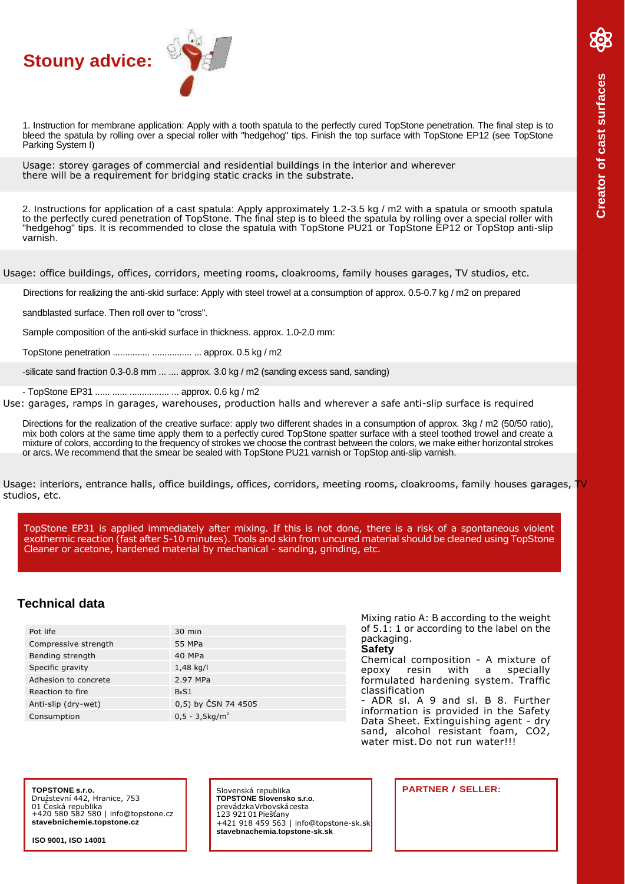## Stouny advice:

1. Instruction for membrane application: Apply with a tooth spatula to the perfectly cured TopStone penetration. The final step is to bleed the spatula by rolling over a special roller with "hedgehog" tips. Finish the top surface with TopStone EP12 (see TopStone Parking System I)

Usage: storey garages of commercial and residential buildings in the interior and wherever there will be a requirement for bridging static cracks in the substrate.

2. Instructions for application of a cast spatula: Apply approximately 1.2-3.5 kg / m2 with a spatula or smooth spatula to the perfectly cured penetration of TopStone. The final step is to bleed the spatula by rolling over a special roller with "hedgehog" tips. It is recommended to close the spatula with TopStone PU21 or TopStone EP12 or TopStop anti-slip varnish.

Usage: office buildings, offices, corridors, meeting rooms, cloakrooms, family houses garages, TV studios, etc.

Directions for realizing the anti-skid surface: Apply with steel trowel at a consumption of approx. 0.5-0.7 kg / m2 on prepared sandblasted surface. Then roll over to "cross".

Sample composition of the anti-skid surface in thickness. approx. 1.0-2.0 mm:

TopStone penetration .............. ................ ... approx. 0.5 kg / m2

-silicate sand fraction 0.3-0.8 mm ... .... approx. 3.0 kg / m2 (sanding excess sand, sanding)

- TopStone EP31 ...... ...... ................ ... approx. 0.6 kg / m2

Use: garages, ramps in garages, warehouses, production halls and wherever a safe anti-slip surface is required

Directions for the realization of the creative surface: apply two different shades in a consumption of approx. 3kg / m2 (50/50 ratio), mix both colors at the same time apply them to a perfectly cured TopStone spatter surface with a steel toothed trowel and create a mixture of colors, according to the frequency of strokes we choose the contrast between the colors, we make either horizontal strokes or arcs. We recommend that the smear be sealed with TopStone PU21 varnish or TopStop anti-slip varnish.

Usage: interiors, entrance halls, office buildings, offices, corridors, meeting rooms, cloakrooms, family houses garages, TV studios, etc.

TopStone EP31 is applied immediately after mixing. If this is not done, there is a risk of a spontaneous violent exothermic reaction (fast after 5-10 minutes). Tools and skin from uncured material should be cleaned using TopStone Cleaner or acetone, hardened material by mechanical - sanding, grinding, etc.

## Technical data

| | |
|---|---|
| Pot life | 30 min |
| Compressive strength | 55 MPa |
| Bending strength | 40 MPa |
| Specific gravity | 1,48 kg/l |
| Adhesion to concrete | 2.97 MPa |
| Reaction to fire | $B_{fl}S1$ |
| Anti-slip (dry-wet) | 0,5) by ČSN 74 4505 |
| Consumption | 0,5 - 3,5kg/m$^2$ |

Mixing ratio A: B according to the weight of 5.1: 1 or according to the label on the packaging.

**Safety**

Chemical composition - A mixture of epoxy resin with a specially formulated hardening system. Traffic classification - ADR sl. A 9 and sl. B 8. Further information is provided in the Safety Data Sheet. Extinguishing agent - dry sand, alcohol resistant foam, $CO_2$, water mist. Do not run water!!!

**TOPSTONE s.r.o.**
Družstevní 442, Hranice, 753 01 Česká republika
+420 580 582 580 | info@topstone.cz
**stavebnichemie.topstone.cz**

**ISO 9001, ISO 14001**

Slovenská republika
**TOPSTONE Slovensko s.r.o.**
prevádzka Vrbovská cesta
123 921 01 Piešťany
+421 918 459 563 | info@topstone-sk.sk
**stavebnachemia.topstone-sk.sk**

**PARTNER / SELLER:**

Creator of cast surfaces